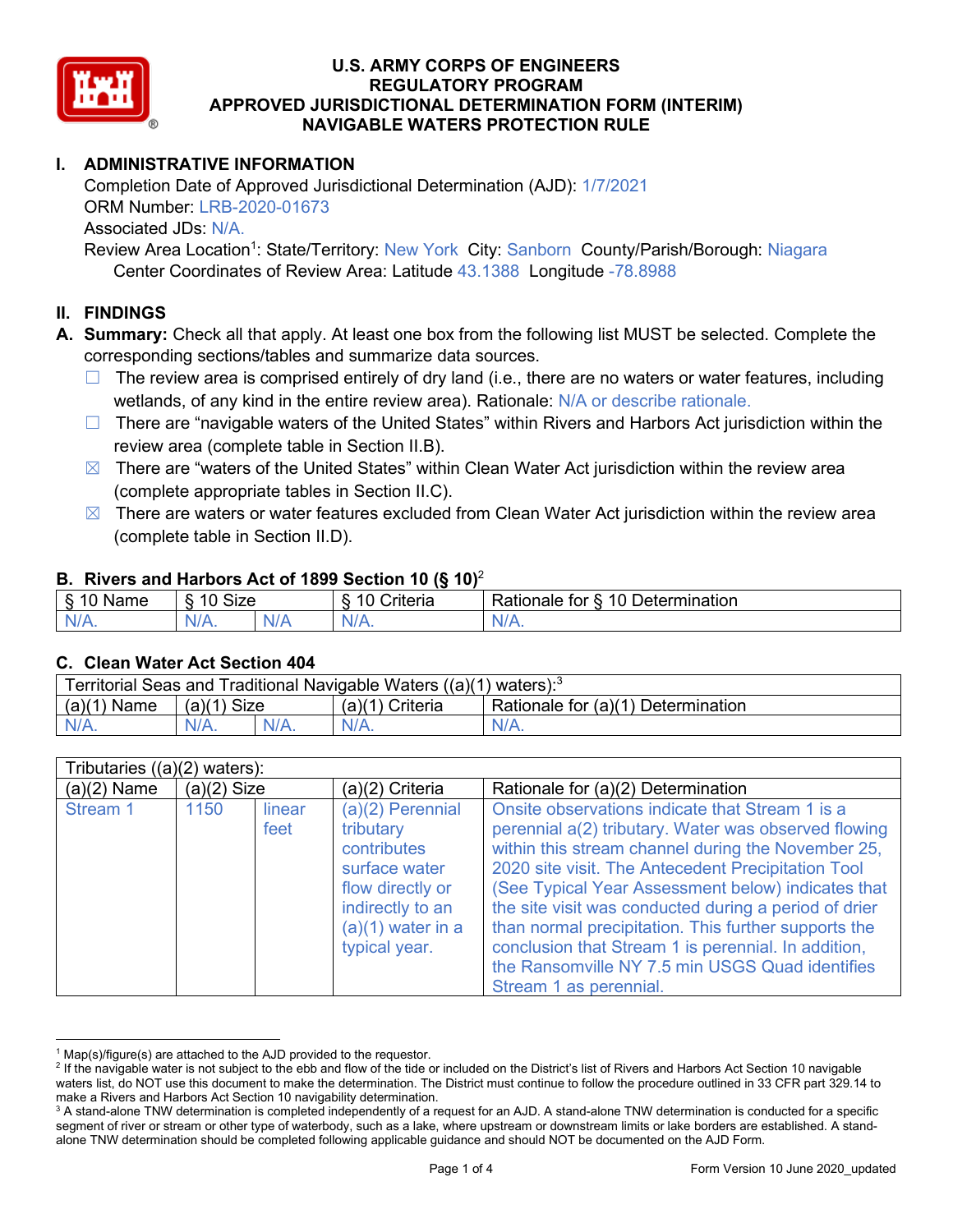# U.S. ARMY CORPS OF ENGINEERS
# REGULATORY PROGRAM
# APPROVED JURISDICTIONAL DETERMINATION FORM (INTERIM)
# NAVIGABLE WATERS PROTECTION RULE

## I. ADMINISTRATIVE INFORMATION

Completion Date of Approved Jurisdictional Determination (AJD): 1/7/2021
ORM Number: LRB-2020-01673
Associated JDs: N/A.
Review Area Location[1]: State/Territory: New York City: Sanborn County/Parish/Borough: Niagara
Center Coordinates of Review Area: Latitude 43.1388 Longitude -78.8988

## II. FINDINGS

**A. Summary:** Check all that apply. At least one box from the following list MUST be selected. Complete the corresponding sections/tables and summarize data sources.

- ☐ The review area is comprised entirely of dry land (i.e., there are no waters or water features, including wetlands, of any kind in the entire review area). Rationale: N/A or describe rationale.
- ☐ There are "navigable waters of the United States" within Rivers and Harbors Act jurisdiction within the review area (complete table in Section II.B).
- ☒ There are "waters of the United States" within Clean Water Act jurisdiction within the review area (complete appropriate tables in Section II.C).
- ☒ There are waters or water features excluded from Clean Water Act jurisdiction within the review area (complete table in Section II.D).

### B. Rivers and Harbors Act of 1899 Section 10 (§ 10)[2]

| § 10 Name | § 10 Size | | § 10 Criteria | Rationale for § 10 Determination |
|---|---|---|---|---|
| N/A. | N/A. | N/A | N/A. | N/A. |

### C. Clean Water Act Section 404

| Territorial Seas and Traditional Navigable Waters ((a)(1) waters):[3] | | | | |
|---|---|---|---|---|
| (a)(1) Name | (a)(1) Size | | (a)(1) Criteria | Rationale for (a)(1) Determination |
| N/A. | N/A. | N/A. | N/A. | N/A. |

| Tributaries ((a)(2) waters): | | | | |
|---|---|---|---|---|
| (a)(2) Name | (a)(2) Size | | (a)(2) Criteria | Rationale for (a)(2) Determination |
| Stream 1 | 1150 | linear feet | (a)(2) Perennial tributary contributes surface water flow directly or indirectly to an (a)(1) water in a typical year. | Onsite observations indicate that Stream 1 is a perennial a(2) tributary. Water was observed flowing within this stream channel during the November 25, 2020 site visit. The Antecedent Precipitation Tool (See Typical Year Assessment below) indicates that the site visit was conducted during a period of drier than normal precipitation. This further supports the conclusion that Stream 1 is perennial. In addition, the Ransomville NY 7.5 min USGS Quad identifies Stream 1 as perennial. |

---

[1] Map(s)/figure(s) are attached to the AJD provided to the requestor.
[2] If the navigable water is not subject to the ebb and flow of the tide or included on the District's list of Rivers and Harbors Act Section 10 navigable waters list, do NOT use this document to make the determination. The District must continue to follow the procedure outlined in 33 CFR part 329.14 to make a Rivers and Harbors Act Section 10 navigability determination.
[3] A stand-alone TNW determination is completed independently of a request for an AJD. A stand-alone TNW determination is conducted for a specific segment of river or stream or other type of waterbody, such as a lake, where upstream or downstream limits or lake borders are established. A stand-alone TNW determination should be completed following applicable guidance and should NOT be documented on the AJD Form.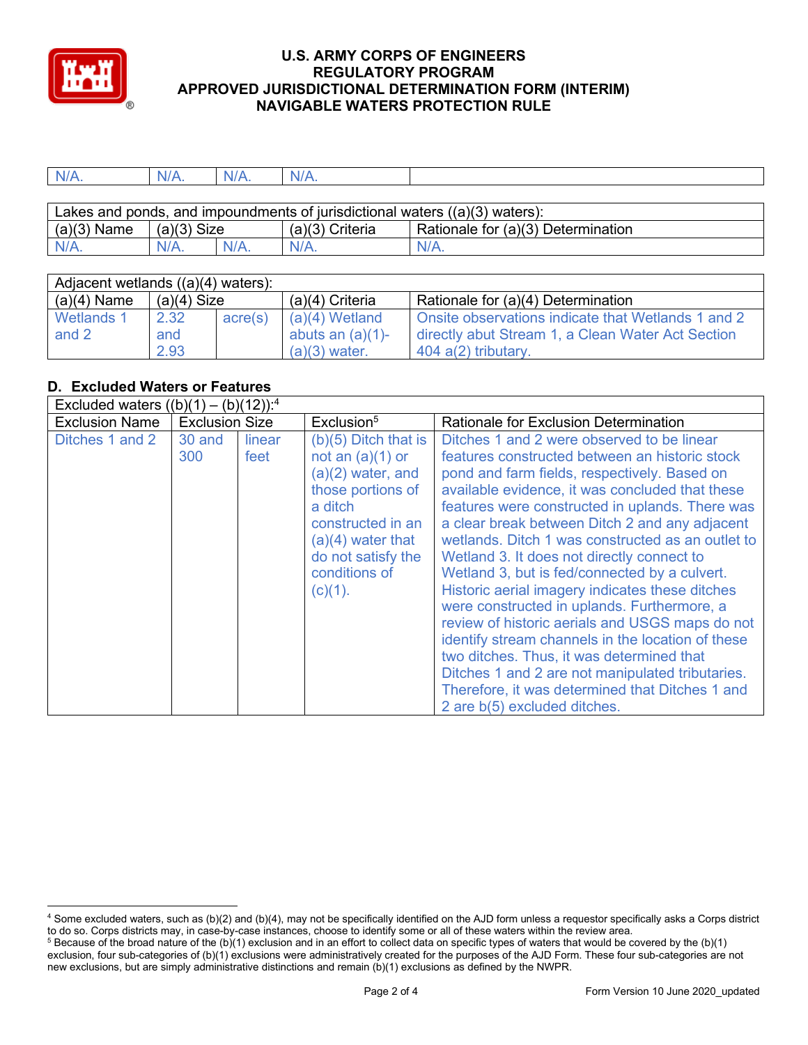| N/A. | N/A. | N/A. | N/A. | |
|---|---|---|---|---|

| Lakes and ponds, and impoundments of jurisdictional waters ((a)(3) waters): | | | | |
|---|---|---|---|---|
| (a)(3) Name | (a)(3) Size | | (a)(3) Criteria | Rationale for (a)(3) Determination |
| N/A. | N/A. | N/A. | N/A. | N/A. |

| Adjacent wetlands ((a)(4) waters): | | | | |
|---|---|---|---|---|
| (a)(4) Name | (a)(4) Size | | (a)(4) Criteria | Rationale for (a)(4) Determination |
| Wetlands 1 and 2 | 2.32 and 2.93 | acre(s) | (a)(4) Wetland abuts an (a)(1)-(a)(3) water. | Onsite observations indicate that Wetlands 1 and 2 directly abut Stream 1, a Clean Water Act Section 404 a(2) tributary. |

## D. Excluded Waters or Features

| Excluded waters ((b)(1) – (b)(12)):[4] | | | | |
|---|---|---|---|---|
| Exclusion Name | Exclusion Size | | Exclusion[5] | Rationale for Exclusion Determination |
| Ditches 1 and 2 | 30 and 300 | linear feet | (b)(5) Ditch that is not an (a)(1) or (a)(2) water, and those portions of a ditch constructed in an (a)(4) water that do not satisfy the conditions of (c)(1). | Ditches 1 and 2 were observed to be linear features constructed between an historic stock pond and farm fields, respectively. Based on available evidence, it was concluded that these features were constructed in uplands. There was a clear break between Ditch 2 and any adjacent wetlands. Ditch 1 was constructed as an outlet to Wetland 3. It does not directly connect to Wetland 3, but is fed/connected by a culvert. Historic aerial imagery indicates these ditches were constructed in uplands. Furthermore, a review of historic aerials and USGS maps do not identify stream channels in the location of these two ditches. Thus, it was determined that Ditches 1 and 2 are not manipulated tributaries. Therefore, it was determined that Ditches 1 and 2 are b(5) excluded ditches. |

[4] Some excluded waters, such as (b)(2) and (b)(4), may not be specifically identified on the AJD form unless a requestor specifically asks a Corps district to do so. Corps districts may, in case-by-case instances, choose to identify some or all of these waters within the review area.

[5] Because of the broad nature of the (b)(1) exclusion and in an effort to collect data on specific types of waters that would be covered by the (b)(1) exclusion, four sub-categories of (b)(1) exclusions were administratively created for the purposes of the AJD Form. These four sub-categories are not new exclusions, but are simply administrative distinctions and remain (b)(1) exclusions as defined by the NWPR.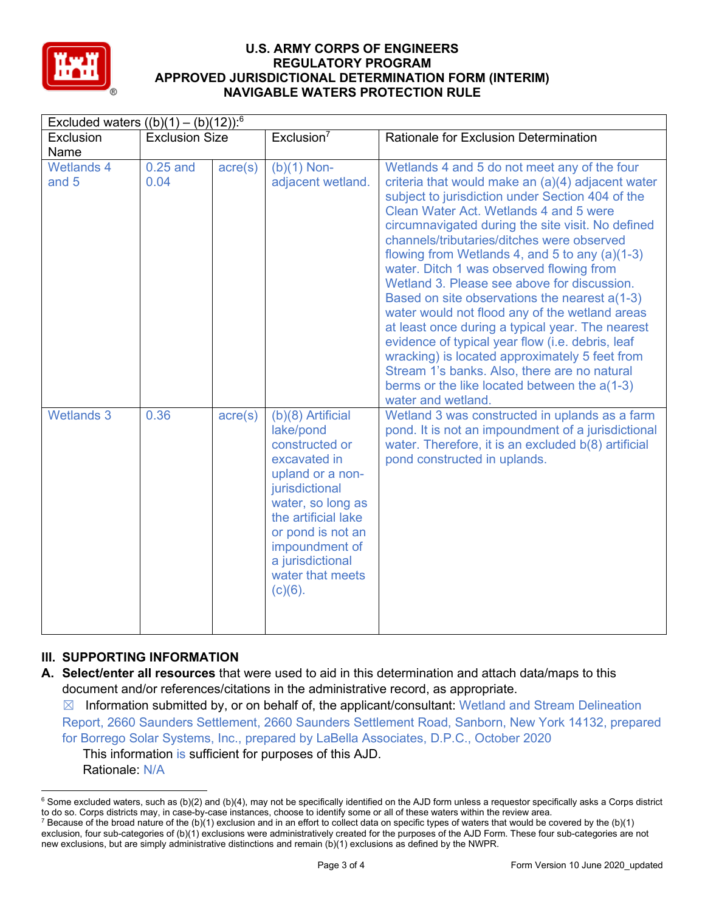# U.S. ARMY CORPS OF ENGINEERS
# REGULATORY PROGRAM
# APPROVED JURISDICTIONAL DETERMINATION FORM (INTERIM)
# NAVIGABLE WATERS PROTECTION RULE

| Excluded waters ((b)(1) – (b)(12)):[6] | | | | |
|---|---|---|---|---|
| Exclusion Name | Exclusion Size | | Exclusion[7] | Rationale for Exclusion Determination |
| Wetlands 4 and 5 | 0.25 and 0.04 | acre(s) | (b)(1) Non-adjacent wetland. | Wetlands 4 and 5 do not meet any of the four criteria that would make an (a)(4) adjacent water subject to jurisdiction under Section 404 of the Clean Water Act. Wetlands 4 and 5 were circumnavigated during the site visit. No defined channels/tributaries/ditches were observed flowing from Wetlands 4, and 5 to any (a)(1-3) water. Ditch 1 was observed flowing from Wetland 3. Please see above for discussion. Based on site observations the nearest a(1-3) water would not flood any of the wetland areas at least once during a typical year. The nearest evidence of typical year flow (i.e. debris, leaf wracking) is located approximately 5 feet from Stream 1's banks. Also, there are no natural berms or the like located between the a(1-3) water and wetland. |
| Wetlands 3 | 0.36 | acre(s) | (b)(8) Artificial lake/pond constructed or excavated in upland or a non-jurisdictional water, so long as the artificial lake or pond is not an impoundment of a jurisdictional water that meets (c)(6). | Wetland 3 was constructed in uplands as a farm pond. It is not an impoundment of a jurisdictional water. Therefore, it is an excluded b(8) artificial pond constructed in uplands. |

## III. SUPPORTING INFORMATION

**A. Select/enter all resources** that were used to aid in this determination and attach data/maps to this document and/or references/citations in the administrative record, as appropriate.

☒ Information submitted by, or on behalf of, the applicant/consultant: Wetland and Stream Delineation Report, 2660 Saunders Settlement, 2660 Saunders Settlement Road, Sanborn, New York 14132, prepared for Borrego Solar Systems, Inc., prepared by LaBella Associates, D.P.C., October 2020

This information is sufficient for purposes of this AJD.

Rationale: N/A

---

[6] Some excluded waters, such as (b)(2) and (b)(4), may not be specifically identified on the AJD form unless a requestor specifically asks a Corps district to do so. Corps districts may, in case-by-case instances, choose to identify some or all of these waters within the review area.

[7] Because of the broad nature of the (b)(1) exclusion and in an effort to collect data on specific types of waters that would be covered by the (b)(1) exclusion, four sub-categories of (b)(1) exclusions were administratively created for the purposes of the AJD Form. These four sub-categories are not new exclusions, but are simply administrative distinctions and remain (b)(1) exclusions as defined by the NWPR.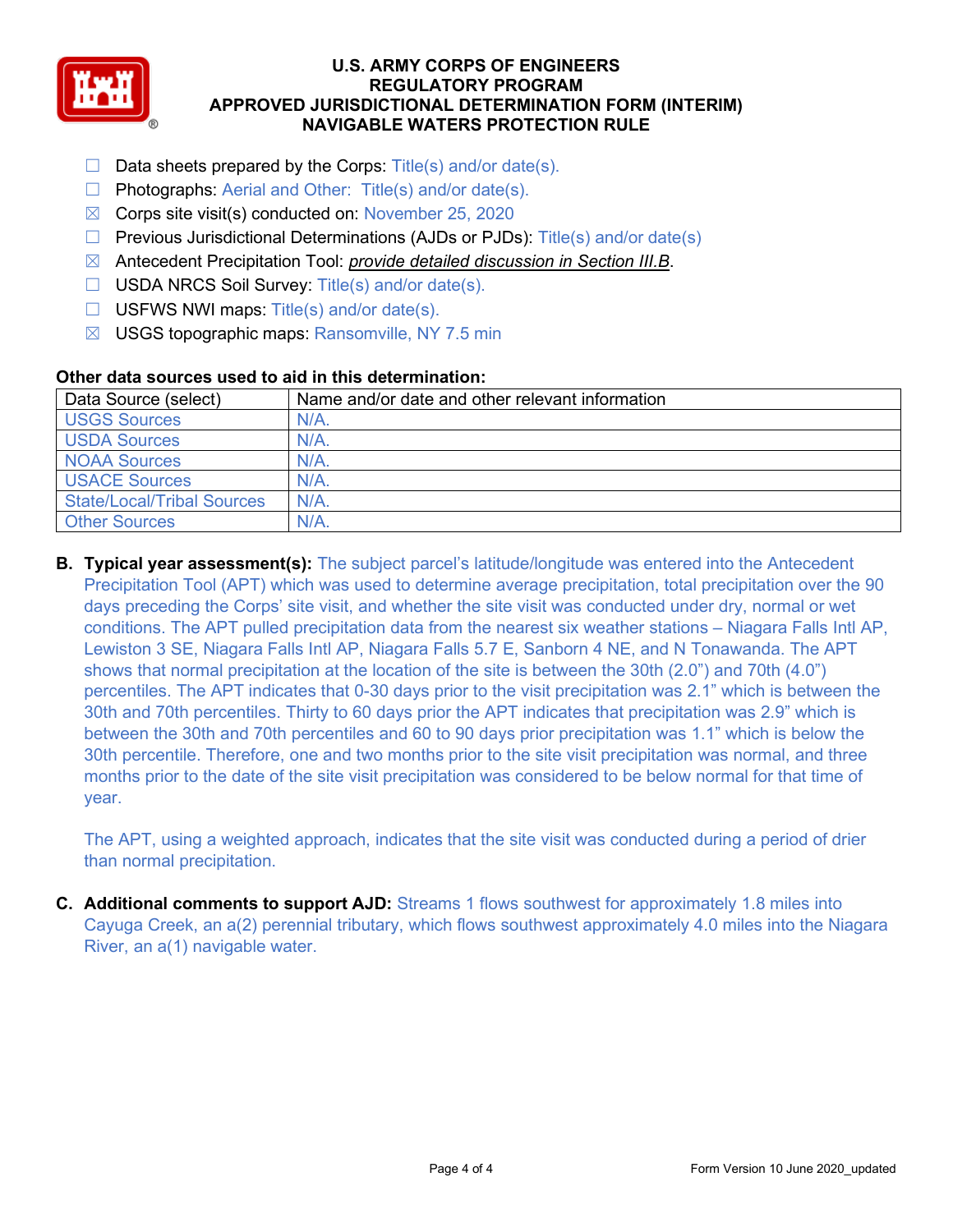☐ Data sheets prepared by the Corps: Title(s) and/or date(s).
☐ Photographs: Aerial and Other: Title(s) and/or date(s).
☒ Corps site visit(s) conducted on: November 25, 2020
☐ Previous Jurisdictional Determinations (AJDs or PJDs): Title(s) and/or date(s)
☒ Antecedent Precipitation Tool: *provide detailed discussion in Section III.B*.
☐ USDA NRCS Soil Survey: Title(s) and/or date(s).
☐ USFWS NWI maps: Title(s) and/or date(s).
☒ USGS topographic maps: Ransomville, NY 7.5 min

**Other data sources used to aid in this determination:**

| Data Source (select) | Name and/or date and other relevant information |
|---|---|
| USGS Sources | N/A. |
| USDA Sources | N/A. |
| NOAA Sources | N/A. |
| USACE Sources | N/A. |
| State/Local/Tribal Sources | N/A. |
| Other Sources | N/A. |

**B. Typical year assessment(s):** The subject parcel's latitude/longitude was entered into the Antecedent Precipitation Tool (APT) which was used to determine average precipitation, total precipitation over the 90 days preceding the Corps' site visit, and whether the site visit was conducted under dry, normal or wet conditions. The APT pulled precipitation data from the nearest six weather stations – Niagara Falls Intl AP, Lewiston 3 SE, Niagara Falls Intl AP, Niagara Falls 5.7 E, Sanborn 4 NE, and N Tonawanda. The APT shows that normal precipitation at the location of the site is between the 30th (2.0") and 70th (4.0") percentiles. The APT indicates that 0-30 days prior to the visit precipitation was 2.1" which is between the 30th and 70th percentiles. Thirty to 60 days prior the APT indicates that precipitation was 2.9" which is between the 30th and 70th percentiles and 60 to 90 days prior precipitation was 1.1" which is below the 30th percentile. Therefore, one and two months prior to the site visit precipitation was normal, and three months prior to the date of the site visit precipitation was considered to be below normal for that time of year.

The APT, using a weighted approach, indicates that the site visit was conducted during a period of drier than normal precipitation.

**C. Additional comments to support AJD:** Streams 1 flows southwest for approximately 1.8 miles into Cayuga Creek, an a(2) perennial tributary, which flows southwest approximately 4.0 miles into the Niagara River, an a(1) navigable water.